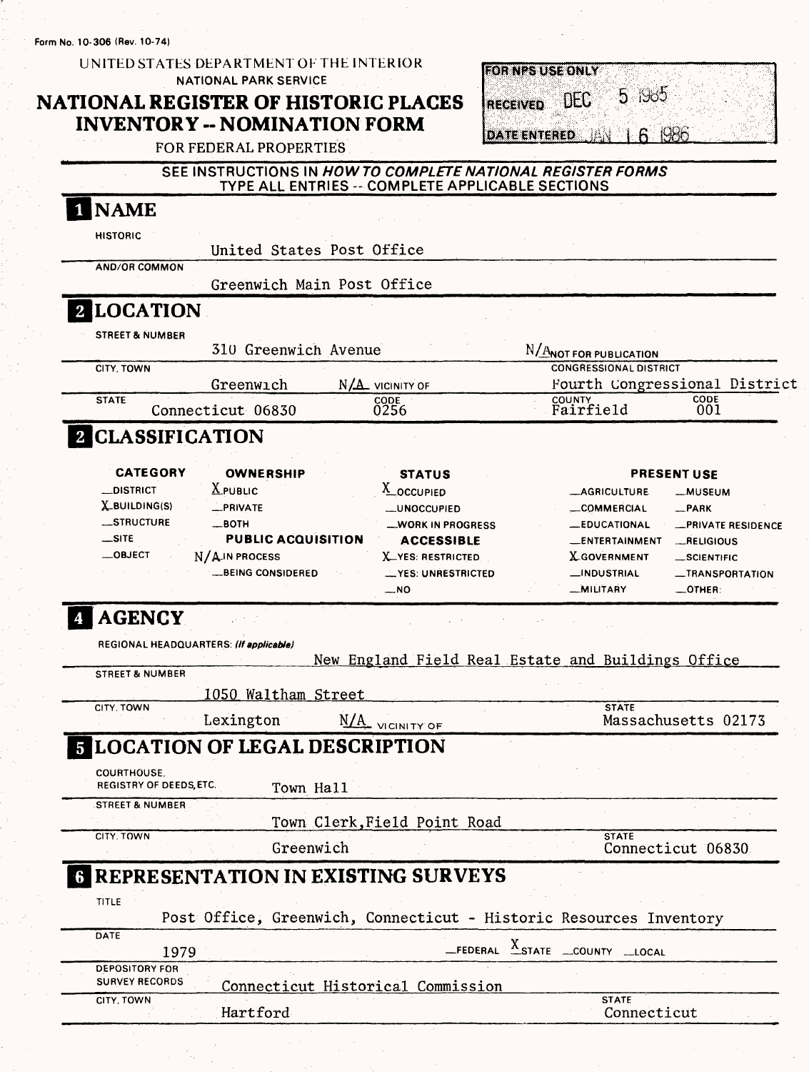Form No. 10-306 (Rev. 10-74)

UNITED STATES DEPARTMENT OF THE INTERIOR
NATIONAL PARK SERVICE

# NATIONAL REGISTER OF HISTORIC PLACES INVENTORY -- NOMINATION FORM

FOR FEDERAL PROPERTIES

| FOR NPS USE ONLY | |
|---|---|
| RECEIVED | DEC 5 1985 |
| DATE ENTERED | JAN 16 1986 |

SEE INSTRUCTIONS IN *HOW TO COMPLETE NATIONAL REGISTER FORMS*
TYPE ALL ENTRIES -- COMPLETE APPLICABLE SECTIONS

## 1 NAME

HISTORIC
United States Post Office

AND/OR COMMON
Greenwich Main Post Office

## 2 LOCATION

STREET & NUMBER
310 Greenwich Avenue — N/A NOT FOR PUBLICATION

CITY, TOWN
Greenwich — N/A VICINITY OF

CONGRESSIONAL DISTRICT
Fourth Congressional District

STATE: Connecticut 06830 — CODE: 0256
COUNTY: Fairfield — CODE: 001

## 3 CLASSIFICATION

| CATEGORY | OWNERSHIP | STATUS | PRESENT USE | |
|---|---|---|---|---|
| _DISTRICT | X PUBLIC | X OCCUPIED | _AGRICULTURE | _MUSEUM |
| X BUILDING(S) | _PRIVATE | _UNOCCUPIED | _COMMERCIAL | _PARK |
| _STRUCTURE | _BOTH | _WORK IN PROGRESS | _EDUCATIONAL | _PRIVATE RESIDENCE |
| _SITE | **PUBLIC ACQUISITION** | **ACCESSIBLE** | _ENTERTAINMENT | _RELIGIOUS |
| _OBJECT | N/A IN PROCESS | X YES: RESTRICTED | X GOVERNMENT | _SCIENTIFIC |
| | _BEING CONSIDERED | _YES: UNRESTRICTED | _INDUSTRIAL | _TRANSPORTATION |
| | | _NO | _MILITARY | _OTHER: |

## 4 AGENCY

REGIONAL HEADQUARTERS: *(If applicable)*
New England Field Real Estate and Buildings Office

STREET & NUMBER
1050 Waltham Street

CITY, TOWN
Lexington — N/A VICINITY OF

STATE
Massachusetts 02173

## 5 LOCATION OF LEGAL DESCRIPTION

COURTHOUSE, REGISTRY OF DEEDS, ETC.
Town Hall

STREET & NUMBER
Town Clerk, Field Point Road

CITY, TOWN
Greenwich

STATE
Connecticut 06830

## 6 REPRESENTATION IN EXISTING SURVEYS

TITLE
Post Office, Greenwich, Connecticut - Historic Resources Inventory

DATE
1979 — _FEDERAL X STATE _COUNTY _LOCAL

DEPOSITORY FOR SURVEY RECORDS
Connecticut Historical Commission

CITY, TOWN
Hartford

STATE
Connecticut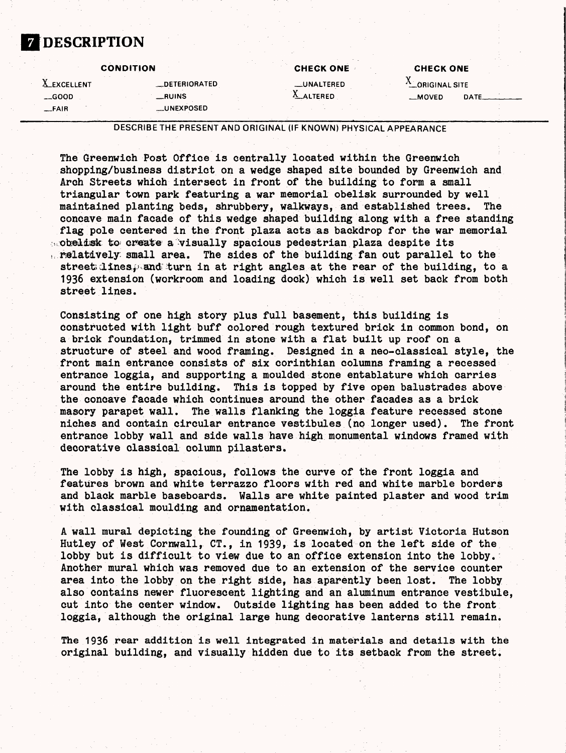# 7 DESCRIPTION

| CONDITION | | CHECK ONE | CHECK ONE |
|---|---|---|---|
| X EXCELLENT | __DETERIORATED | __UNALTERED | X ORIGINAL SITE |
| __GOOD | __RUINS | X ALTERED | __MOVED DATE______ |
| __FAIR | __UNEXPOSED | | |

DESCRIBE THE PRESENT AND ORIGINAL (IF KNOWN) PHYSICAL APPEARANCE

The Greenwich Post Office is centrally located within the Greenwich shopping/business district on a wedge shaped site bounded by Greenwich and Arch Streets which intersect in front of the building to form a small triangular town park featuring a war memorial obelisk surrounded by well maintained planting beds, shrubbery, walkways, and established trees. The concave main facade of this wedge shaped building along with a free standing flag pole centered in the front plaza acts as backdrop for the war memorial obelisk to create a visually spacious pedestrian plaza despite its relatively small area. The sides of the building fan out parallel to the street lines, and turn in at right angles at the rear of the building, to a 1936 extension (workroom and loading dock) which is well set back from both street lines.

Consisting of one high story plus full basement, this building is constructed with light buff colored rough textured brick in common bond, on a brick foundation, trimmed in stone with a flat built up roof on a structure of steel and wood framing. Designed in a neo-classical style, the front main entrance consists of six corinthian columns framing a recessed entrance loggia, and supporting a moulded stone entablature which carries around the entire building. This is topped by five open balustrades above the concave facade which continues around the other facades as a brick masory parapet wall. The walls flanking the loggia feature recessed stone niches and contain circular entrance vestibules (no longer used). The front entrance lobby wall and side walls have high monumental windows framed with decorative classical column pilasters.

The lobby is high, spacious, follows the curve of the front loggia and features brown and white terrazzo floors with red and white marble borders and black marble baseboards. Walls are white painted plaster and wood trim with classical moulding and ornamentation.

A wall mural depicting the founding of Greenwich, by artist Victoria Hutson Hutley of West Cornwall, CT., in 1939, is located on the left side of the lobby but is difficult to view due to an office extension into the lobby. Another mural which was removed due to an extension of the service counter area into the lobby on the right side, has apparently been lost. The lobby also contains newer fluorescent lighting and an aluminum entrance vestibule, cut into the center window. Outside lighting has been added to the front loggia, although the original large hung decorative lanterns still remain.

The 1936 rear addition is well integrated in materials and details with the original building, and visually hidden due to its setback from the street.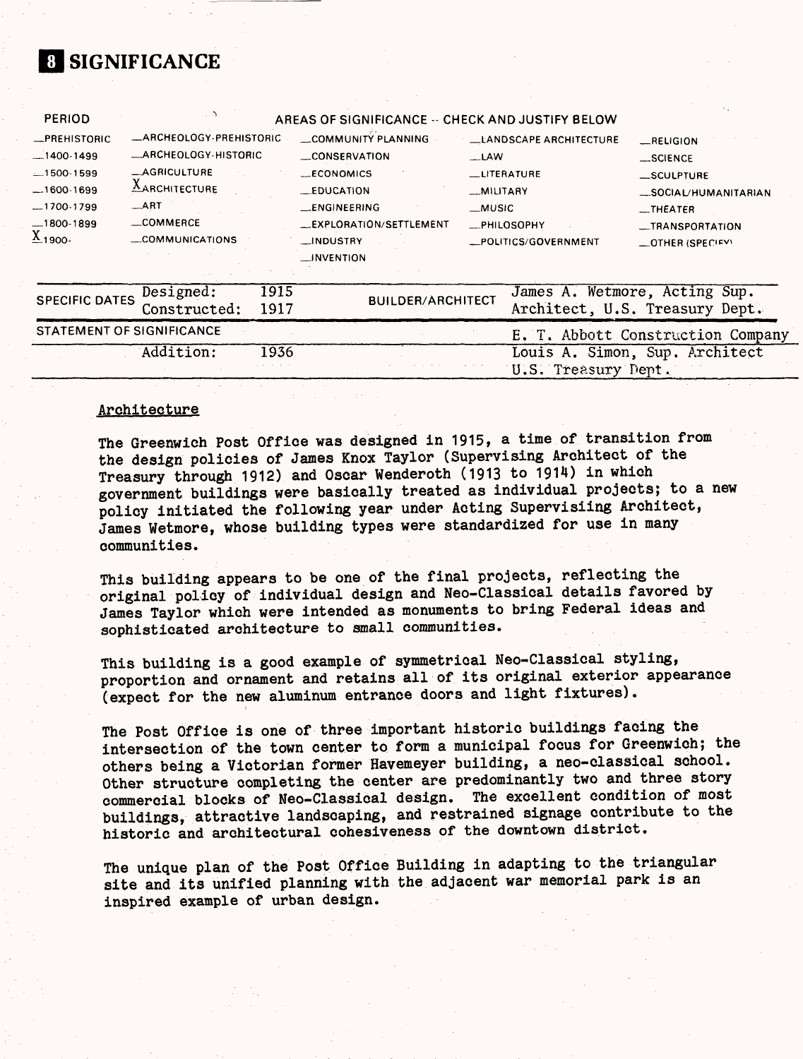# 8 SIGNIFICANCE

| PERIOD | AREAS OF SIGNIFICANCE -- CHECK AND JUSTIFY BELOW | | | |
|---|---|---|---|---|
| _PREHISTORIC | _ARCHEOLOGY-PREHISTORIC | _COMMUNITY PLANNING | _LANDSCAPE ARCHITECTURE | _RELIGION |
| _1400-1499 | _ARCHEOLOGY-HISTORIC | _CONSERVATION | _LAW | _SCIENCE |
| _1500-1599 | _AGRICULTURE | _ECONOMICS | _LITERATURE | _SCULPTURE |
| _1600-1699 | X ARCHITECTURE | _EDUCATION | _MILITARY | _SOCIAL/HUMANITARIAN |
| _1700-1799 | _ART | _ENGINEERING | _MUSIC | _THEATER |
| _1800-1899 | _COMMERCE | _EXPLORATION/SETTLEMENT | _PHILOSOPHY | _TRANSPORTATION |
| X 1900- | _COMMUNICATIONS | _INDUSTRY | _POLITICS/GOVERNMENT | _OTHER (SPECIFY) |
| | | _INVENTION | | |

| SPECIFIC DATES | | | BUILDER/ARCHITECT |
|---|---|---|---|
| Designed: | 1915 | | James A. Wetmore, Acting Sup. Architect, U.S. Treasury Dept. |
| Constructed: | 1917 | | E. T. Abbott Construction Company |
| Addition: | 1936 | | Louis A. Simon, Sup. Architect U.S. Treasury Dept. |

STATEMENT OF SIGNIFICANCE

Architecture

The Greenwich Post Office was designed in 1915, a time of transition from the design policies of James Knox Taylor (Supervising Architect of the Treasury through 1912) and Oscar Wenderoth (1913 to 1914) in which government buildings were basically treated as individual projects; to a new policy initiated the following year under Acting Supervisiing Architect, James Wetmore, whose building types were standardized for use in many communities.

This building appears to be one of the final projects, reflecting the original policy of individual design and Neo-Classical details favored by James Taylor which were intended as monuments to bring Federal ideas and sophisticated architecture to small communities.

This building is a good example of symmetrical Neo-Classical styling, proportion and ornament and retains all of its original exterior appearance (expect for the new aluminum entrance doors and light fixtures).

The Post Office is one of three important historic buildings facing the intersection of the town center to form a municipal focus for Greenwich; the others being a Victorian former Havemeyer building, a neo-classical school. Other structure completing the center are predominantly two and three story commercial blocks of Neo-Classical design. The excellent condition of most buildings, attractive landscaping, and restrained signage contribute to the historic and architectural cohesiveness of the downtown district.

The unique plan of the Post Office Building in adapting to the triangular site and its unified planning with the adjacent war memorial park is an inspired example of urban design.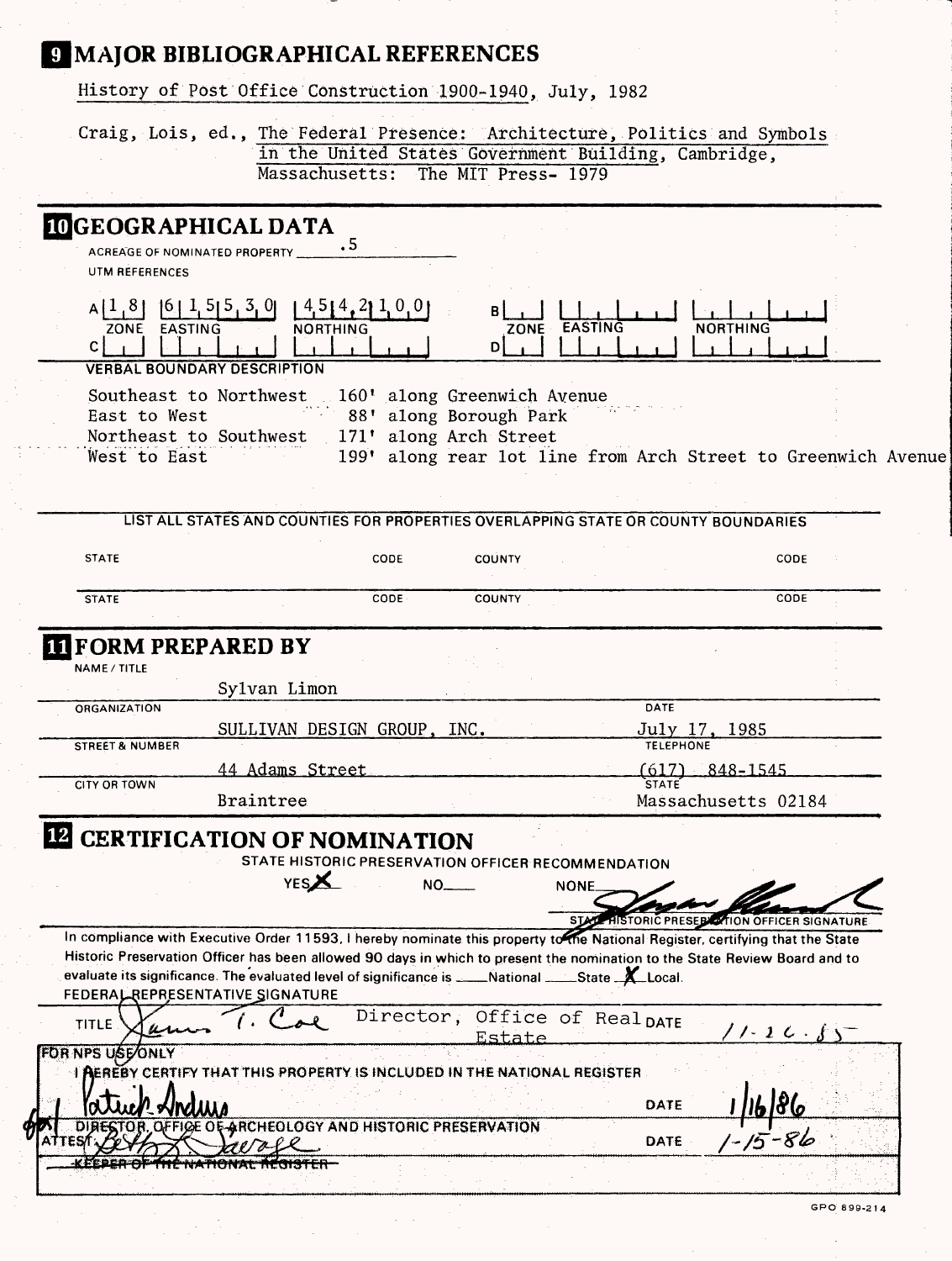## 9 MAJOR BIBLIOGRAPHICAL REFERENCES

History of Post Office Construction 1900-1940, July, 1982

Craig, Lois, ed., The Federal Presence: Architecture, Politics and Symbols in the United States Government Building, Cambridge, Massachusetts: The MIT Press- 1979

## 10 GEOGRAPHICAL DATA

ACREAGE OF NOMINATED PROPERTY .5

UTM REFERENCES

| | ZONE | EASTING | NORTHING | | ZONE | EASTING | NORTHING |
|---|---|---|---|---|---|---|---|
| A | 1 8 | 6 1 5 5 3 0 | 4 5 4 2 1 0 0 | B | | | |
| C | | | | D | | | |

VERBAL BOUNDARY DESCRIPTION

| | |
|---|---|
| Southeast to Northwest | 160' along Greenwich Avenue |
| East to West | 88' along Borough Park |
| Northeast to Southwest | 171' along Arch Street |
| West to East | 199' along rear lot line from Arch Street to Greenwich Avenue |

LIST ALL STATES AND COUNTIES FOR PROPERTIES OVERLAPPING STATE OR COUNTY BOUNDARIES

| STATE | CODE | COUNTY | CODE |
|---|---|---|---|
| STATE | CODE | COUNTY | CODE |

## 11 FORM PREPARED BY

NAME / TITLE
Sylvan Limon

ORGANIZATION
SULLIVAN DESIGN GROUP, INC.

DATE
July 17, 1985

STREET & NUMBER
44 Adams Street

TELEPHONE
(617) 848-1545

CITY OR TOWN
Braintree

STATE
Massachusetts 02184

## 12 CERTIFICATION OF NOMINATION

STATE HISTORIC PRESERVATION OFFICER RECOMMENDATION

YES X NO___ NONE___

STATE HISTORIC PRESERVATION OFFICER SIGNATURE

In compliance with Executive Order 11593, I hereby nominate this property to the National Register, certifying that the State Historic Preservation Officer has been allowed 90 days in which to present the nomination to the State Review Board and to evaluate its significance. The evaluated level of significance is ___National ___State X Local.

FEDERAL REPRESENTATIVE SIGNATURE

TITLE James T. Coe Director, Office of Real Estate DATE 11-26-85

FOR NPS USE ONLY

I HEREBY CERTIFY THAT THIS PROPERTY IS INCLUDED IN THE NATIONAL REGISTER

Patrick Andrus DATE 1/16/86

DIRECTOR, OFFICE OF ARCHEOLOGY AND HISTORIC PRESERVATION

ATTEST: Beth L. Savage DATE 1-15-86

~~KEEPER OF THE NATIONAL REGISTER~~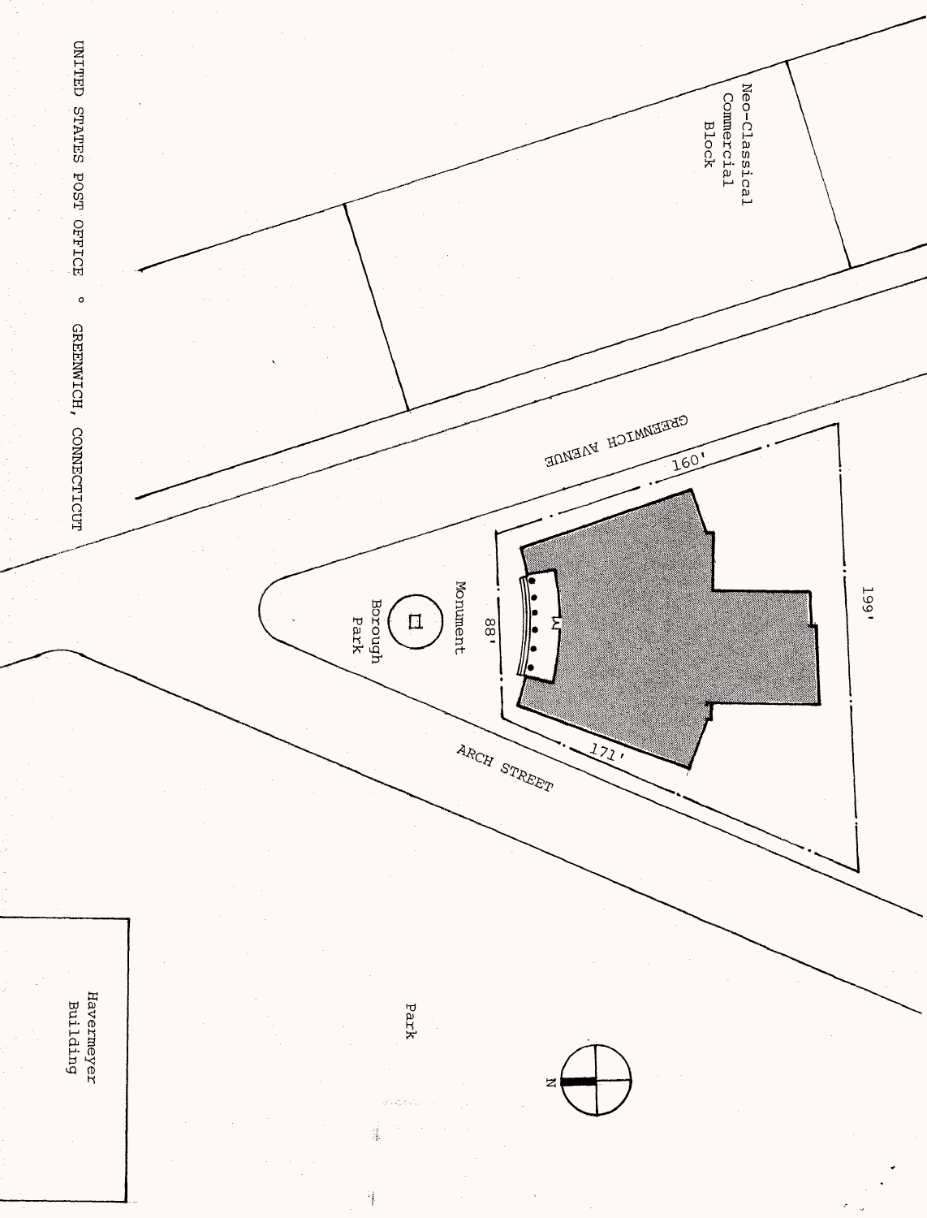UNITED STATES POST OFFICE ° GREENWICH, CONNECTICUT

Neo-Classical Commercial Block

GREENWICH AVENUE

160'

199'

88'

171'

Monument

Borough Park

ARCH STREET

Park

Havermeyer Building

N